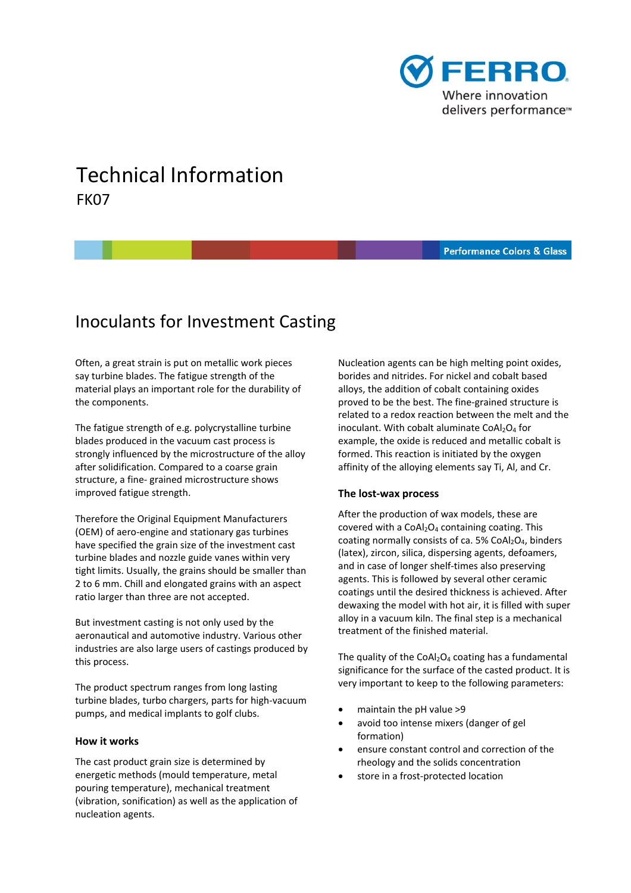# Technical Information

FK07

Performance Colors & Glass

## Inoculants for Investment Casting

Often, a great strain is put on metallic work pieces say turbine blades. The fatigue strength of the material plays an important role for the durability of the components.

The fatigue strength of e.g. polycrystalline turbine blades produced in the vacuum cast process is strongly influenced by the microstructure of the alloy after solidification. Compared to a coarse grain structure, a fine- grained microstructure shows improved fatigue strength.

Therefore the Original Equipment Manufacturers (OEM) of aero-engine and stationary gas turbines have specified the grain size of the investment cast turbine blades and nozzle guide vanes within very tight limits. Usually, the grains should be smaller than 2 to 6 mm. Chill and elongated grains with an aspect ratio larger than three are not accepted.

But investment casting is not only used by the aeronautical and automotive industry. Various other industries are also large users of castings produced by this process.

The product spectrum ranges from long lasting turbine blades, turbo chargers, parts for high-vacuum pumps, and medical implants to golf clubs.

### How it works

The cast product grain size is determined by energetic methods (mould temperature, metal pouring temperature), mechanical treatment (vibration, sonification) as well as the application of nucleation agents.

Nucleation agents can be high melting point oxides, borides and nitrides. For nickel and cobalt based alloys, the addition of cobalt containing oxides proved to be the best. The fine-grained structure is related to a redox reaction between the melt and the inoculant. With cobalt aluminate $CoAl_2O_4$ for example, the oxide is reduced and metallic cobalt is formed. This reaction is initiated by the oxygen affinity of the alloying elements say Ti, Al, and Cr.

### The lost-wax process

After the production of wax models, these are covered with a $CoAl_2O_4$ containing coating. This coating normally consists of ca. 5% $CoAl_2O_4$, binders (latex), zircon, silica, dispersing agents, defoamers, and in case of longer shelf-times also preserving agents. This is followed by several other ceramic coatings until the desired thickness is achieved. After dewaxing the model with hot air, it is filled with super alloy in a vacuum kiln. The final step is a mechanical treatment of the finished material.

The quality of the $CoAl_2O_4$ coating has a fundamental significance for the surface of the casted product. It is very important to keep to the following parameters:

- maintain the pH value >9
- avoid too intense mixers (danger of gel formation)
- ensure constant control and correction of the rheology and the solids concentration
- store in a frost-protected location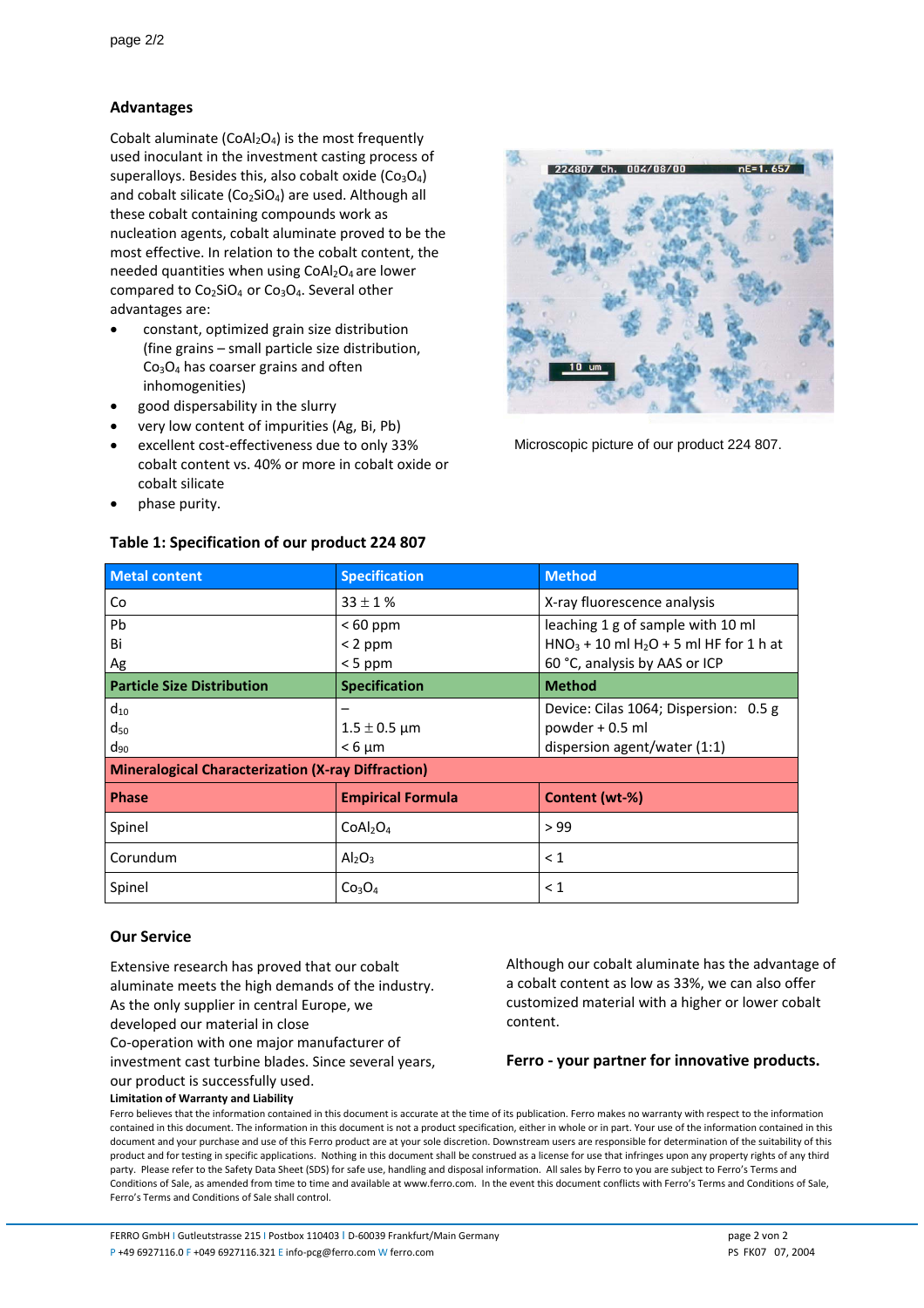## Advantages

Cobalt aluminate ($CoAl_2O_4$) is the most frequently used inoculant in the investment casting process of superalloys. Besides this, also cobalt oxide ($Co_3O_4$) and cobalt silicate ($Co_2SiO_4$) are used. Although all these cobalt containing compounds work as nucleation agents, cobalt aluminate proved to be the most effective. In relation to the cobalt content, the needed quantities when using $CoAl_2O_4$ are lower compared to $Co_2SiO_4$ or $Co_3O_4$. Several other advantages are:

- constant, optimized grain size distribution (fine grains – small particle size distribution, $Co_3O_4$ has coarser grains and often inhomogenities)
- good dispersability in the slurry
- very low content of impurities (Ag, Bi, Pb)
- excellent cost-effectiveness due to only 33% cobalt content vs. 40% or more in cobalt oxide or cobalt silicate
- phase purity.

224807 Ch. 004/08/00 nE=1.657

10 um

Microscopic picture of our product 224 807.

### Table 1: Specification of our product 224 807

| Metal content | Specification | Method |
|---|---|---|
| Co | $33 \pm 1$ % | X-ray fluorescence analysis |
| Pb<br>Bi<br>Ag | < 60 ppm<br>< 2 ppm<br>< 5 ppm | leaching 1 g of sample with 10 ml $HNO_3$ + 10 ml $H_2O$ + 5 ml HF for 1 h at 60 °C, analysis by AAS or ICP |
| **Particle Size Distribution** | **Specification** | **Method** |
| $d_{10}$<br>$d_{50}$<br>$d_{90}$ | –<br>$1.5 \pm 0.5$ µm<br>< 6 µm | Device: Cilas 1064; Dispersion: 0.5 g powder + 0.5 ml dispersion agent/water (1:1) |
| **Mineralogical Characterization (X-ray Diffraction)** | | |
| **Phase** | **Empirical Formula** | **Content (wt-%)** |
| Spinel | $CoAl_2O_4$ | > 99 |
| Corundum | $Al_2O_3$ | < 1 |
| Spinel | $Co_3O_4$ | < 1 |

## Our Service

Extensive research has proved that our cobalt aluminate meets the high demands of the industry. As the only supplier in central Europe, we developed our material in close Co-operation with one major manufacturer of investment cast turbine blades. Since several years, our product is successfully used.

Although our cobalt aluminate has the advantage of a cobalt content as low as 33%, we can also offer customized material with a higher or lower cobalt content.

**Ferro - your partner for innovative products.**

**Limitation of Warranty and Liability**

Ferro believes that the information contained in this document is accurate at the time of its publication. Ferro makes no warranty with respect to the information contained in this document. The information in this document is not a product specification, either in whole or in part. Your use of the information contained in this document and your purchase and use of this Ferro product are at your sole discretion. Downstream users are responsible for determination of the suitability of this product and for testing in specific applications. Nothing in this document shall be construed as a license for use that infringes upon any property rights of any third party. Please refer to the Safety Data Sheet (SDS) for safe use, handling and disposal information. All sales by Ferro to you are subject to Ferro's Terms and Conditions of Sale, as amended from time to time and available at www.ferro.com. In the event this document conflicts with Ferro's Terms and Conditions of Sale, Ferro's Terms and Conditions of Sale shall control.

FERRO GmbH I Gutleutstrasse 215 I Postbox 110403 I D-60039 Frankfurt/Main Germany
P +49 6927116.0 F +049 6927116.321 E info-pcg@ferro.com W ferro.com

PS FK07 07, 2004